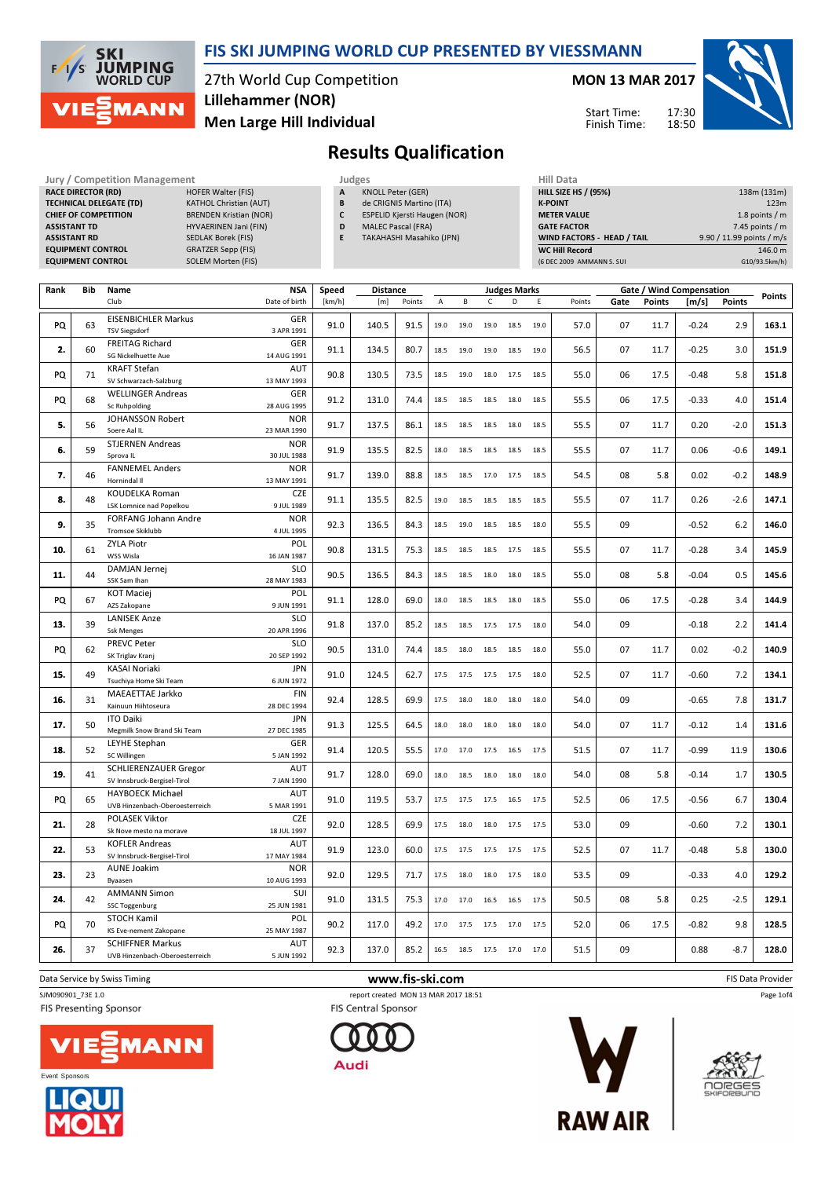# FIS SKI JUMPING WORLD CUP PRESENTED BY VIESSMANN

27th World Cup Competition
Lillehammer (NOR)
Men Large Hill Individual

**MON 13 MAR 2017**

Start Time: 17:30
Finish Time: 18:50

## Results Qualification

| Jury / Competition Management | |
|---|---|
| RACE DIRECTOR (RD) | HOFER Walter (FIS) |
| TECHNICAL DELEGATE (TD) | KATHOL Christian (AUT) |
| CHIEF OF COMPETITION | BRENDEN Kristian (NOR) |
| ASSISTANT TD | HYVAERINEN Jani (FIN) |
| ASSISTANT RD | SEDLAK Borek (FIS) |
| EQUIPMENT CONTROL | GRATZER Sepp (FIS) |
| EQUIPMENT CONTROL | SOLEM Morten (FIS) |

| Judges | |
|---|---|
| A | KNOLL Peter (GER) |
| B | de CRIGNIS Martino (ITA) |
| C | ESPELID Kjersti Haugen (NOR) |
| D | MALEC Pascal (FRA) |
| E | TAKAHASHI Masahiko (JPN) |

| Hill Data | |
|---|---|
| HILL SIZE HS / (95%) | 138m (131m) |
| K-POINT | 123m |
| METER VALUE | 1.8 points / m |
| GATE FACTOR | 7.45 points / m |
| WIND FACTORS - HEAD / TAIL | 9.90 / 11.99 points / m/s |
| WC Hill Record | 146.0 m |
| (6 DEC 2009 AMMANN S. SUI | G10/93.5km/h) |

| Rank | Bib | Name / Club | NSA / Date of birth | Speed [km/h] | Distance [m] | Distance Points | A | B | C | D | E | Judges Points | Gate | Gate Points | Wind [m/s] | Wind Points | Points |
|---|---|---|---|---|---|---|---|---|---|---|---|---|---|---|---|---|---|
| PQ | 63 | EISENBICHLER Markus / TSV Siegsdorf | GER / 3 APR 1991 | 91.0 | 140.5 | 91.5 | 19.0 | 19.0 | 19.0 | 18.5 | 19.0 | 57.0 | 07 | 11.7 | -0.24 | 2.9 | 163.1 |
| 2. | 60 | FREITAG Richard / SG Nickelhuette Aue | GER / 14 AUG 1991 | 91.1 | 134.5 | 80.7 | 18.5 | 19.0 | 19.0 | 18.5 | 19.0 | 56.5 | 07 | 11.7 | -0.25 | 3.0 | 151.9 |
| PQ | 71 | KRAFT Stefan / SV Schwarzach-Salzburg | AUT / 13 MAY 1993 | 90.8 | 130.5 | 73.5 | 18.5 | 19.0 | 18.0 | 17.5 | 18.5 | 55.0 | 06 | 17.5 | -0.48 | 5.8 | 151.8 |
| PQ | 68 | WELLINGER Andreas / Sc Ruhpolding | GER / 28 AUG 1995 | 91.2 | 131.0 | 74.4 | 18.5 | 18.5 | 18.5 | 18.0 | 18.5 | 55.5 | 06 | 17.5 | -0.33 | 4.0 | 151.4 |
| 5. | 56 | JOHANSSON Robert / Soere Aal IL | NOR / 23 MAR 1990 | 91.7 | 137.5 | 86.1 | 18.5 | 18.5 | 18.5 | 18.0 | 18.5 | 55.5 | 07 | 11.7 | 0.20 | -2.0 | 151.3 |
| 6. | 59 | STJERNEN Andreas / Sprova IL | NOR / 30 JUL 1988 | 91.9 | 135.5 | 82.5 | 18.0 | 18.5 | 18.5 | 18.5 | 18.5 | 55.5 | 07 | 11.7 | 0.06 | -0.6 | 149.1 |
| 7. | 46 | FANNEMEL Anders / Hornindal Il | NOR / 13 MAY 1991 | 91.7 | 139.0 | 88.8 | 18.5 | 18.5 | 17.0 | 17.5 | 18.5 | 54.5 | 08 | 5.8 | 0.02 | -0.2 | 148.9 |
| 8. | 48 | KOUDELKA Roman / LSK Lomnice nad Popelkou | CZE / 9 JUL 1989 | 91.1 | 135.5 | 82.5 | 19.0 | 18.5 | 18.5 | 18.5 | 18.5 | 55.5 | 07 | 11.7 | 0.26 | -2.6 | 147.1 |
| 9. | 35 | FORFANG Johann Andre / Tromsoe Skiklubb | NOR / 4 JUL 1995 | 92.3 | 136.5 | 84.3 | 18.5 | 19.0 | 18.5 | 18.5 | 18.0 | 55.5 | 09 | | -0.52 | 6.2 | 146.0 |
| 10. | 61 | ZYLA Piotr / WSS Wisla | POL / 16 JAN 1987 | 90.8 | 131.5 | 75.3 | 18.5 | 18.5 | 18.5 | 17.5 | 18.5 | 55.5 | 07 | 11.7 | -0.28 | 3.4 | 145.9 |
| 11. | 44 | DAMJAN Jernej / SSK Sam Ihan | SLO / 28 MAY 1983 | 90.5 | 136.5 | 84.3 | 18.5 | 18.5 | 18.0 | 18.0 | 18.5 | 55.0 | 08 | 5.8 | -0.04 | 0.5 | 145.6 |
| PQ | 67 | KOT Maciej / AZS Zakopane | POL / 9 JUN 1991 | 91.1 | 128.0 | 69.0 | 18.0 | 18.5 | 18.5 | 18.0 | 18.5 | 55.0 | 06 | 17.5 | -0.28 | 3.4 | 144.9 |
| 13. | 39 | LANISEK Anze / Ssk Menges | SLO / 20 APR 1996 | 91.8 | 137.0 | 85.2 | 18.5 | 18.5 | 17.5 | 17.5 | 18.0 | 54.0 | 09 | | -0.18 | 2.2 | 141.4 |
| PQ | 62 | PREVC Peter / SK Triglav Kranj | SLO / 20 SEP 1992 | 90.5 | 131.0 | 74.4 | 18.5 | 18.0 | 18.5 | 18.5 | 18.0 | 55.0 | 07 | 11.7 | 0.02 | -0.2 | 140.9 |
| 15. | 49 | KASAI Noriaki / Tsuchiya Home Ski Team | JPN / 6 JUN 1972 | 91.0 | 124.5 | 62.7 | 17.5 | 17.5 | 17.5 | 17.5 | 18.0 | 52.5 | 07 | 11.7 | -0.60 | 7.2 | 134.1 |
| 16. | 31 | MAEAETTAE Jarkko / Kainuun Hiihtoseura | FIN / 28 DEC 1994 | 92.4 | 128.5 | 69.9 | 17.5 | 18.0 | 18.0 | 18.0 | 18.0 | 54.0 | 09 | | -0.65 | 7.8 | 131.7 |
| 17. | 50 | ITO Daiki / Megmilk Snow Brand Ski Team | JPN / 27 DEC 1985 | 91.3 | 125.5 | 64.5 | 18.0 | 18.0 | 18.0 | 18.0 | 18.0 | 54.0 | 07 | 11.7 | -0.12 | 1.4 | 131.6 |
| 18. | 52 | LEYHE Stephan / SC Willingen | GER / 5 JAN 1992 | 91.4 | 120.5 | 55.5 | 17.0 | 17.0 | 17.5 | 16.5 | 17.5 | 51.5 | 07 | 11.7 | -0.99 | 11.9 | 130.6 |
| 19. | 41 | SCHLIERENZAUER Gregor / SV Innsbruck-Bergisel-Tirol | AUT / 7 JAN 1990 | 91.7 | 128.0 | 69.0 | 18.0 | 18.5 | 18.0 | 18.0 | 18.0 | 54.0 | 08 | 5.8 | -0.14 | 1.7 | 130.5 |
| PQ | 65 | HAYBOECK Michael / UVB Hinzenbach-Oberoesterreich | AUT / 5 MAR 1991 | 91.0 | 119.5 | 53.7 | 17.5 | 17.5 | 17.5 | 16.5 | 17.5 | 52.5 | 06 | 17.5 | -0.56 | 6.7 | 130.4 |
| 21. | 28 | POLASEK Viktor / Sk Nove mesto na morave | CZE / 18 JUL 1997 | 92.0 | 128.5 | 69.9 | 17.5 | 18.0 | 18.0 | 17.5 | 17.5 | 53.0 | 09 | | -0.60 | 7.2 | 130.1 |
| 22. | 53 | KOFLER Andreas / SV Innsbruck-Bergisel-Tirol | AUT / 17 MAY 1984 | 91.9 | 123.0 | 60.0 | 17.5 | 17.5 | 17.5 | 17.5 | 17.5 | 52.5 | 07 | 11.7 | -0.48 | 5.8 | 130.0 |
| 23. | 23 | AUNE Joakim / Byaasen | NOR / 10 AUG 1993 | 92.0 | 129.5 | 71.7 | 17.5 | 18.0 | 18.0 | 17.5 | 18.0 | 53.5 | 09 | | -0.33 | 4.0 | 129.2 |
| 24. | 42 | AMMANN Simon / SSC Toggenburg | SUI / 25 JUN 1981 | 91.0 | 131.5 | 75.3 | 17.0 | 17.0 | 16.5 | 16.5 | 17.5 | 50.5 | 08 | 5.8 | 0.25 | -2.5 | 129.1 |
| PQ | 70 | STOCH Kamil / KS Eve-nement Zakopane | POL / 25 MAY 1987 | 90.2 | 117.0 | 49.2 | 17.0 | 17.5 | 17.5 | 17.0 | 17.5 | 52.0 | 06 | 17.5 | -0.82 | 9.8 | 128.5 |
| 26. | 37 | SCHIFFNER Markus / UVB Hinzenbach-Oberoesterreich | AUT / 5 JUN 1992 | 92.3 | 137.0 | 85.2 | 16.5 | 18.5 | 17.5 | 17.0 | 17.0 | 51.5 | 09 | | 0.88 | -8.7 | 128.0 |

Data Service by Swiss Timing — www.fis-ski.com — FIS Data Provider

SJM090901_73E 1.0 — report created MON 13 MAR 2017 18:51

FIS Presenting Sponsor: VIESSMANN — FIS Central Sponsor: Audi — Event Sponsors: LIQUI MOLY, RAW AIR, NORGES SKIFORBUND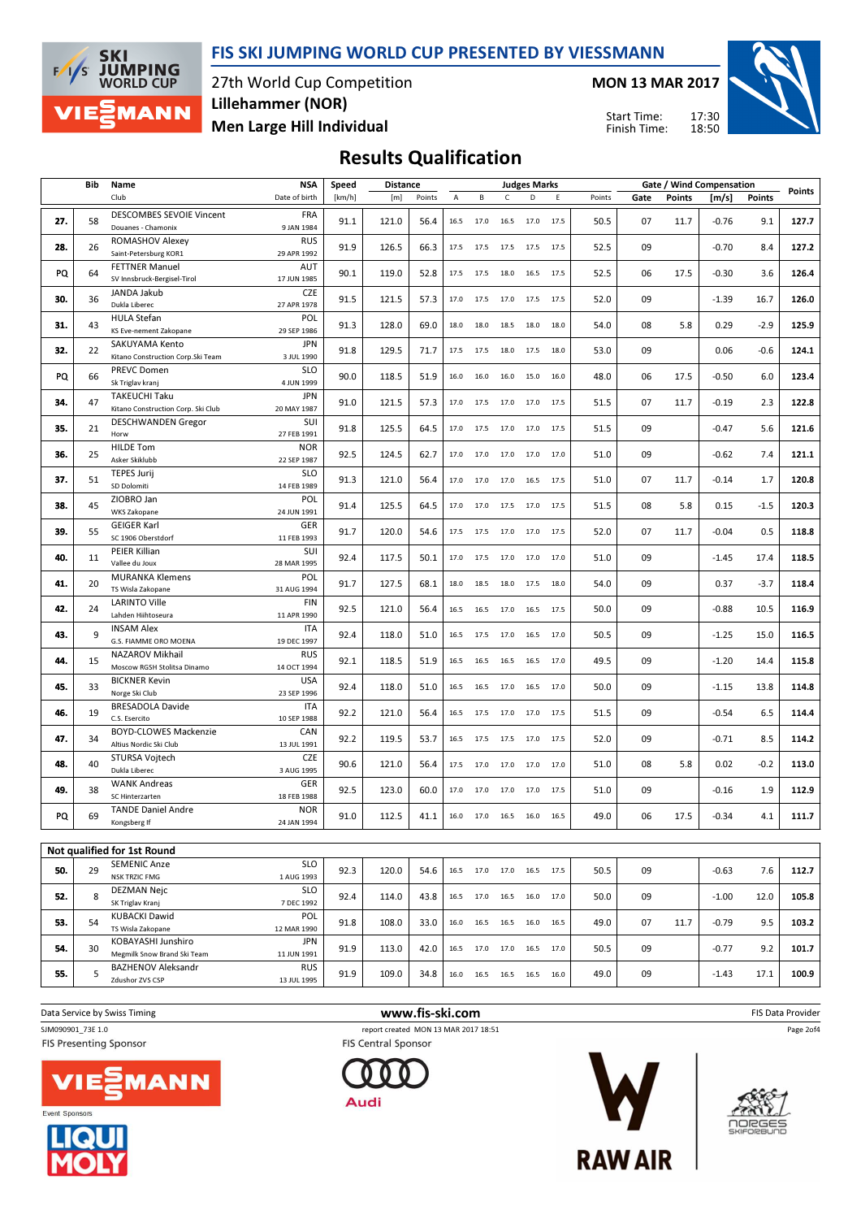# FIS SKI JUMPING WORLD CUP PRESENTED BY VIESSMANN

27th World Cup Competition
Lillehammer (NOR)
Men Large Hill Individual

**MON 13 MAR 2017**

Start Time: 17:30
Finish Time: 18:50

## Results Qualification

| | Bib | Name / Club | NSA / Date of birth | Speed [km/h] | Distance [m] | Distance Points | A | B | C | D | E | Judges Points | Gate | Gate Points | Wind [m/s] | Wind Points | Points |
|---|---|---|---|---|---|---|---|---|---|---|---|---|---|---|---|---|---|
| 27. | 58 | DESCOMBES SEVOIE Vincent / Douanes - Chamonix | FRA / 9 JAN 1984 | 91.1 | 121.0 | 56.4 | 16.5 | 17.0 | 16.5 | 17.0 | 17.5 | 50.5 | 07 | 11.7 | -0.76 | 9.1 | 127.7 |
| 28. | 26 | ROMASHOV Alexey / Saint-Petersburg KOR1 | RUS / 29 APR 1992 | 91.9 | 126.5 | 66.3 | 17.5 | 17.5 | 17.5 | 17.5 | 17.5 | 52.5 | 09 | | -0.70 | 8.4 | 127.2 |
| PQ | 64 | FETTNER Manuel / SV Innsbruck-Bergisel-Tirol | AUT / 17 JUN 1985 | 90.1 | 119.0 | 52.8 | 17.5 | 17.5 | 18.0 | 16.5 | 17.5 | 52.5 | 06 | 17.5 | -0.30 | 3.6 | 126.4 |
| 30. | 36 | JANDA Jakub / Dukla Liberec | CZE / 27 APR 1978 | 91.5 | 121.5 | 57.3 | 17.0 | 17.5 | 17.0 | 17.5 | 17.5 | 52.0 | 09 | | -1.39 | 16.7 | 126.0 |
| 31. | 43 | HULA Stefan / KS Eve-nement Zakopane | POL / 29 SEP 1986 | 91.3 | 128.0 | 69.0 | 18.0 | 18.0 | 18.5 | 18.0 | 18.0 | 54.0 | 08 | 5.8 | 0.29 | -2.9 | 125.9 |
| 32. | 22 | SAKUYAMA Kento / Kitano Construction Corp.Ski Team | JPN / 3 JUL 1990 | 91.8 | 129.5 | 71.7 | 17.5 | 17.5 | 18.0 | 17.5 | 18.0 | 53.0 | 09 | | 0.06 | -0.6 | 124.1 |
| PQ | 66 | PREVC Domen / Sk Triglav kranj | SLO / 4 JUN 1999 | 90.0 | 118.5 | 51.9 | 16.0 | 16.0 | 16.0 | 15.0 | 16.0 | 48.0 | 06 | 17.5 | -0.50 | 6.0 | 123.4 |
| 34. | 47 | TAKEUCHI Taku / Kitano Construction Corp. Ski Club | JPN / 20 MAY 1987 | 91.0 | 121.5 | 57.3 | 17.0 | 17.5 | 17.0 | 17.0 | 17.5 | 51.5 | 07 | 11.7 | -0.19 | 2.3 | 122.8 |
| 35. | 21 | DESCHWANDEN Gregor / Horw | SUI / 27 FEB 1991 | 91.8 | 125.5 | 64.5 | 17.0 | 17.5 | 17.0 | 17.0 | 17.5 | 51.5 | 09 | | -0.47 | 5.6 | 121.6 |
| 36. | 25 | HILDE Tom / Asker Skiklubb | NOR / 22 SEP 1987 | 92.5 | 124.5 | 62.7 | 17.0 | 17.0 | 17.0 | 17.0 | 17.0 | 51.0 | 09 | | -0.62 | 7.4 | 121.1 |
| 37. | 51 | TEPES Jurij / SD Dolomiti | SLO / 14 FEB 1989 | 91.3 | 121.0 | 56.4 | 17.0 | 17.0 | 17.0 | 16.5 | 17.5 | 51.0 | 07 | 11.7 | -0.14 | 1.7 | 120.8 |
| 38. | 45 | ZIOBRO Jan / WKS Zakopane | POL / 24 JUN 1991 | 91.4 | 125.5 | 64.5 | 17.0 | 17.0 | 17.5 | 17.0 | 17.5 | 51.5 | 08 | 5.8 | 0.15 | -1.5 | 120.3 |
| 39. | 55 | GEIGER Karl / SC 1906 Oberstdorf | GER / 11 FEB 1993 | 91.7 | 120.0 | 54.6 | 17.5 | 17.5 | 17.0 | 17.0 | 17.5 | 52.0 | 07 | 11.7 | -0.04 | 0.5 | 118.8 |
| 40. | 11 | PEIER Killian / Vallee du Joux | SUI / 28 MAR 1995 | 92.4 | 117.5 | 50.1 | 17.0 | 17.5 | 17.0 | 17.0 | 17.0 | 51.0 | 09 | | -1.45 | 17.4 | 118.5 |
| 41. | 20 | MURANKA Klemens / TS Wisla Zakopane | POL / 31 AUG 1994 | 91.7 | 127.5 | 68.1 | 18.0 | 18.5 | 18.0 | 17.5 | 18.0 | 54.0 | 09 | | 0.37 | -3.7 | 118.4 |
| 42. | 24 | LARINTO Ville / Lahden Hiihtoseura | FIN / 11 APR 1990 | 92.5 | 121.0 | 56.4 | 16.5 | 16.5 | 17.0 | 16.5 | 17.5 | 50.0 | 09 | | -0.88 | 10.5 | 116.9 |
| 43. | 9 | INSAM Alex / G.S. FIAMME ORO MOENA | ITA / 19 DEC 1997 | 92.4 | 118.0 | 51.0 | 16.5 | 17.5 | 17.0 | 16.5 | 17.0 | 50.5 | 09 | | -1.25 | 15.0 | 116.5 |
| 44. | 15 | NAZAROV Mikhail / Moscow RGSH Stolitsa Dinamo | RUS / 14 OCT 1994 | 92.1 | 118.5 | 51.9 | 16.5 | 16.5 | 16.5 | 16.5 | 17.0 | 49.5 | 09 | | -1.20 | 14.4 | 115.8 |
| 45. | 33 | BICKNER Kevin / Norge Ski Club | USA / 23 SEP 1996 | 92.4 | 118.0 | 51.0 | 16.5 | 16.5 | 17.0 | 16.5 | 17.0 | 50.0 | 09 | | -1.15 | 13.8 | 114.8 |
| 46. | 19 | BRESADOLA Davide / C.S. Esercito | ITA / 10 SEP 1988 | 92.2 | 121.0 | 56.4 | 16.5 | 17.5 | 17.0 | 17.0 | 17.5 | 51.5 | 09 | | -0.54 | 6.5 | 114.4 |
| 47. | 34 | BOYD-CLOWES Mackenzie / Altius Nordic Ski Club | CAN / 13 JUL 1991 | 92.2 | 119.5 | 53.7 | 16.5 | 17.5 | 17.5 | 17.0 | 17.5 | 52.0 | 09 | | -0.71 | 8.5 | 114.2 |
| 48. | 40 | STURSA Vojtech / Dukla Liberec | CZE / 3 AUG 1995 | 90.6 | 121.0 | 56.4 | 17.5 | 17.0 | 17.0 | 17.0 | 17.0 | 51.0 | 08 | 5.8 | 0.02 | -0.2 | 113.0 |
| 49. | 38 | WANK Andreas / SC Hinterzarten | GER / 18 FEB 1988 | 92.5 | 123.0 | 60.0 | 17.0 | 17.0 | 17.0 | 17.0 | 17.5 | 51.0 | 09 | | -0.16 | 1.9 | 112.9 |
| PQ | 69 | TANDE Daniel Andre / Kongsberg If | NOR / 24 JAN 1994 | 91.0 | 112.5 | 41.1 | 16.0 | 17.0 | 16.5 | 16.0 | 16.5 | 49.0 | 06 | 17.5 | -0.34 | 4.1 | 111.7 |

**Not qualified for 1st Round**

| | Bib | Name / Club | NSA / Date of birth | Speed [km/h] | Distance [m] | Distance Points | A | B | C | D | E | Judges Points | Gate | Gate Points | Wind [m/s] | Wind Points | Points |
|---|---|---|---|---|---|---|---|---|---|---|---|---|---|---|---|---|---|
| 50. | 29 | SEMENIC Anze / NSK TRZIC FMG | SLO / 1 AUG 1993 | 92.3 | 120.0 | 54.6 | 16.5 | 17.0 | 17.0 | 16.5 | 17.5 | 50.5 | 09 | | -0.63 | 7.6 | 112.7 |
| 52. | 8 | DEZMAN Nejc / SK Triglav Kranj | SLO / 7 DEC 1992 | 92.4 | 114.0 | 43.8 | 16.5 | 17.0 | 16.5 | 16.0 | 17.0 | 50.0 | 09 | | -1.00 | 12.0 | 105.8 |
| 53. | 54 | KUBACKI Dawid / TS Wisla Zakopane | POL / 12 MAR 1990 | 91.8 | 108.0 | 33.0 | 16.0 | 16.5 | 16.5 | 16.0 | 16.5 | 49.0 | 07 | 11.7 | -0.79 | 9.5 | 103.2 |
| 54. | 30 | KOBAYASHI Junshiro / Megmilk Snow Brand Ski Team | JPN / 11 JUN 1991 | 91.9 | 113.0 | 42.0 | 16.5 | 17.0 | 17.0 | 16.5 | 17.0 | 50.5 | 09 | | -0.77 | 9.2 | 101.7 |
| 55. | 5 | BAZHENOV Aleksandr / Zdushor ZVS CSP | RUS / 13 JUL 1995 | 91.9 | 109.0 | 34.8 | 16.0 | 16.5 | 16.5 | 16.5 | 16.0 | 49.0 | 09 | | -1.43 | 17.1 | 100.9 |

Data Service by Swiss Timing — www.fis-ski.com — FIS Data Provider

SJM090901_73E 1.0 — report created MON 13 MAR 2017 18:51

FIS Presenting Sponsor: VIESSMANN — FIS Central Sponsor: Audi — Event Sponsors: LIQUI MOLY, RAW AIR, NORGES SKIFORBUND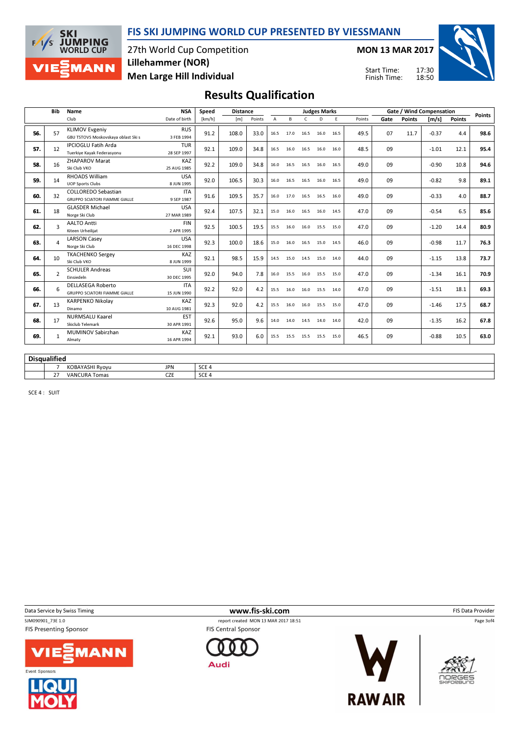# FIS SKI JUMPING WORLD CUP PRESENTED BY VIESSMANN

27th World Cup Competition
Lillehammer (NOR)
Men Large Hill Individual

**MON 13 MAR 2017**

Start Time: 17:30
Finish Time: 18:50

## Results Qualification

| | Bib | Name / Club | NSA / Date of birth | Speed [km/h] | Distance [m] | Distance Points | A | B | C | D | E | Judges Points | Gate | Gate Points | Wind [m/s] | Wind Points | Points |
|---|---|---|---|---|---|---|---|---|---|---|---|---|---|---|---|---|---|
| 56. | 57 | KLIMOV Evgeniy<br>GBU TSTOVS Moskovskaya oblast Ski s | RUS<br>3 FEB 1994 | 91.2 | 108.0 | 33.0 | 16.5 | 17.0 | 16.5 | 16.0 | 16.5 | 49.5 | 07 | 11.7 | -0.37 | 4.4 | 98.6 |
| 57. | 12 | IPCIOGLU Fatih Arda<br>Tuerkiye Kayak Federasyonu | TUR<br>28 SEP 1997 | 92.1 | 109.0 | 34.8 | 16.5 | 16.0 | 16.5 | 16.0 | 16.0 | 48.5 | 09 | | -1.01 | 12.1 | 95.4 |
| 58. | 16 | ZHAPAROV Marat<br>Ski Club VKO | KAZ<br>25 AUG 1985 | 92.2 | 109.0 | 34.8 | 16.0 | 16.5 | 16.5 | 16.0 | 16.5 | 49.0 | 09 | | -0.90 | 10.8 | 94.6 |
| 59. | 14 | RHOADS William<br>UOP Sports Clubs | USA<br>8 JUN 1995 | 92.0 | 106.5 | 30.3 | 16.0 | 16.5 | 16.5 | 16.0 | 16.5 | 49.0 | 09 | | -0.82 | 9.8 | 89.1 |
| 60. | 32 | COLLOREDO Sebastian<br>GRUPPO SCIATORI FIAMME GIALLE | ITA<br>9 SEP 1987 | 91.6 | 109.5 | 35.7 | 16.0 | 17.0 | 16.5 | 16.5 | 16.0 | 49.0 | 09 | | -0.33 | 4.0 | 88.7 |
| 61. | 18 | GLASDER Michael<br>Norge Ski Club | USA<br>27 MAR 1989 | 92.4 | 107.5 | 32.1 | 15.0 | 16.0 | 16.5 | 16.0 | 14.5 | 47.0 | 09 | | -0.54 | 6.5 | 85.6 |
| 62. | 3 | AALTO Antti<br>Kiteen Urheilijat | FIN<br>2 APR 1995 | 92.5 | 100.5 | 19.5 | 15.5 | 16.0 | 16.0 | 15.5 | 15.0 | 47.0 | 09 | | -1.20 | 14.4 | 80.9 |
| 63. | 4 | LARSON Casey<br>Norge Ski Club | USA<br>16 DEC 1998 | 92.3 | 100.0 | 18.6 | 15.0 | 16.0 | 16.5 | 15.0 | 14.5 | 46.0 | 09 | | -0.98 | 11.7 | 76.3 |
| 64. | 10 | TKACHENKO Sergey<br>Ski Club VKO | KAZ<br>8 JUN 1999 | 92.1 | 98.5 | 15.9 | 14.5 | 15.0 | 14.5 | 15.0 | 14.0 | 44.0 | 09 | | -1.15 | 13.8 | 73.7 |
| 65. | 2 | SCHULER Andreas<br>Einsiedeln | SUI<br>30 DEC 1995 | 92.0 | 94.0 | 7.8 | 16.0 | 15.5 | 16.0 | 15.5 | 15.0 | 47.0 | 09 | | -1.34 | 16.1 | 70.9 |
| 66. | 6 | DELLASEGA Roberto<br>GRUPPO SCIATORI FIAMME GIALLE | ITA<br>15 JUN 1990 | 92.2 | 92.0 | 4.2 | 15.5 | 16.0 | 16.0 | 15.5 | 14.0 | 47.0 | 09 | | -1.51 | 18.1 | 69.3 |
| 67. | 13 | KARPENKO Nikolay<br>Dinamo | KAZ<br>10 AUG 1981 | 92.3 | 92.0 | 4.2 | 15.5 | 16.0 | 16.0 | 15.5 | 15.0 | 47.0 | 09 | | -1.46 | 17.5 | 68.7 |
| 68. | 17 | NURMSALU Kaarel<br>Skiclub Telemark | EST<br>30 APR 1991 | 92.6 | 95.0 | 9.6 | 14.0 | 14.0 | 14.5 | 14.0 | 14.0 | 42.0 | 09 | | -1.35 | 16.2 | 67.8 |
| 69. | 1 | MUMINOV Sabirzhan<br>Almaty | KAZ<br>16 APR 1994 | 92.1 | 93.0 | 6.0 | 15.5 | 15.5 | 15.5 | 15.5 | 15.0 | 46.5 | 09 | | -0.88 | 10.5 | 63.0 |

### Disqualified

| Bib | Name | NSA | Reason |
|---|---|---|---|
| 7 | KOBAYASHI Ryoyu | JPN | SCE 4 |
| 27 | VANCURA Tomas | CZE | SCE 4 |

SCE 4 : SUIT

Data Service by Swiss Timing — www.fis-ski.com — FIS Data Provider

SJM090901_73E 1.0 — report created MON 13 MAR 2017 18:51

FIS Presenting Sponsor: VIESSMANN — FIS Central Sponsor: Audi

Event Sponsors: LIQUI MOLY, RAW AIR, NORGES SKIFORBUND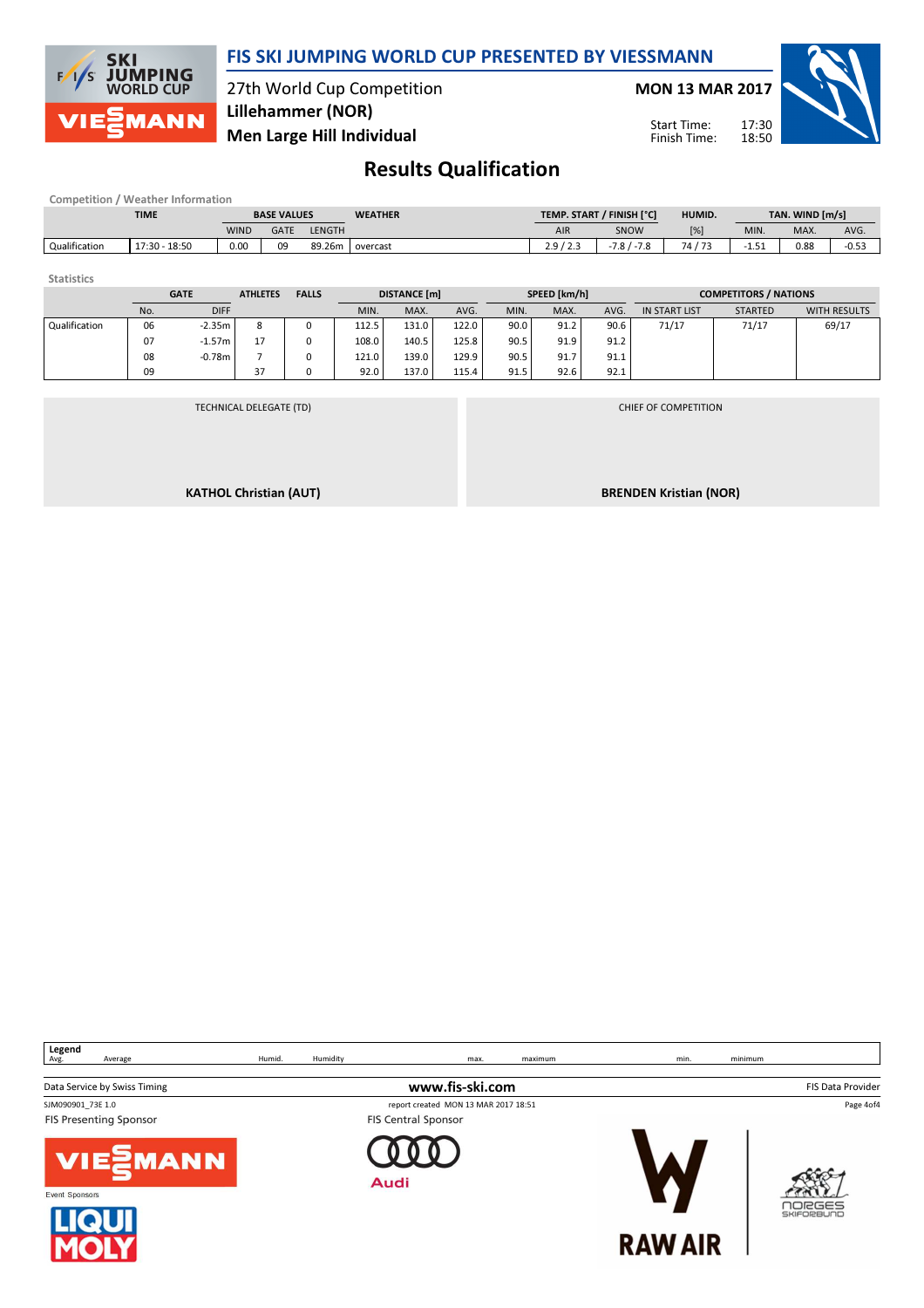# FIS SKI JUMPING WORLD CUP PRESENTED BY VIESSMANN

27th World Cup Competition
**Lillehammer (NOR)**
**Men Large Hill Individual**

**MON 13 MAR 2017**

Start Time: 17:30
Finish Time: 18:50

## Results Qualification

Competition / Weather Information

| | TIME | BASE VALUES | | | WEATHER | TEMP. START / FINISH [°C] | | HUMID. | TAN. WIND [m/s] | | |
|---|---|---|---|---|---|---|---|---|---|---|---|
| | | WIND | GATE | LENGTH | | AIR | SNOW | [%] | MIN. | MAX. | AVG. |
| Qualification | 17:30 - 18:50 | 0.00 | 09 | 89.26m | overcast | 2.9 / 2.3 | -7.8 / -7.8 | 74 / 73 | -1.51 | 0.88 | -0.53 |

Statistics

| | GATE | | ATHLETES | FALLS | DISTANCE [m] | | | SPEED [km/h] | | | COMPETITORS / NATIONS | | |
|---|---|---|---|---|---|---|---|---|---|---|---|---|---|
| | No. | DIFF | | | MIN. | MAX. | AVG. | MIN. | MAX. | AVG. | IN START LIST | STARTED | WITH RESULTS |
| Qualification | 06 | -2.35m | 8 | 0 | 112.5 | 131.0 | 122.0 | 90.0 | 91.2 | 90.6 | 71/17 | 71/17 | 69/17 |
| | 07 | -1.57m | 17 | 0 | 108.0 | 140.5 | 125.8 | 90.5 | 91.9 | 91.2 | | | |
| | 08 | -0.78m | 7 | 0 | 121.0 | 139.0 | 129.9 | 90.5 | 91.7 | 91.1 | | | |
| | 09 | | 37 | 0 | 92.0 | 137.0 | 115.4 | 91.5 | 92.6 | 92.1 | | | |

TECHNICAL DELEGATE (TD)

**KATHOL Christian (AUT)**

CHIEF OF COMPETITION

**BRENDEN Kristian (NOR)**

**Legend**
Avg. Average | Humid. Humidity | max. maximum | min. minimum

Data Service by Swiss Timing | www.fis-ski.com | FIS Data Provider

SJM090901_73E 1.0 | report created MON 13 MAR 2017 18:51

FIS Presenting Sponsor: VIESSMANN | FIS Central Sponsor: Audi

Event Sponsors: LIQUI MOLY, RAW AIR, NORGES SKIFORBUND